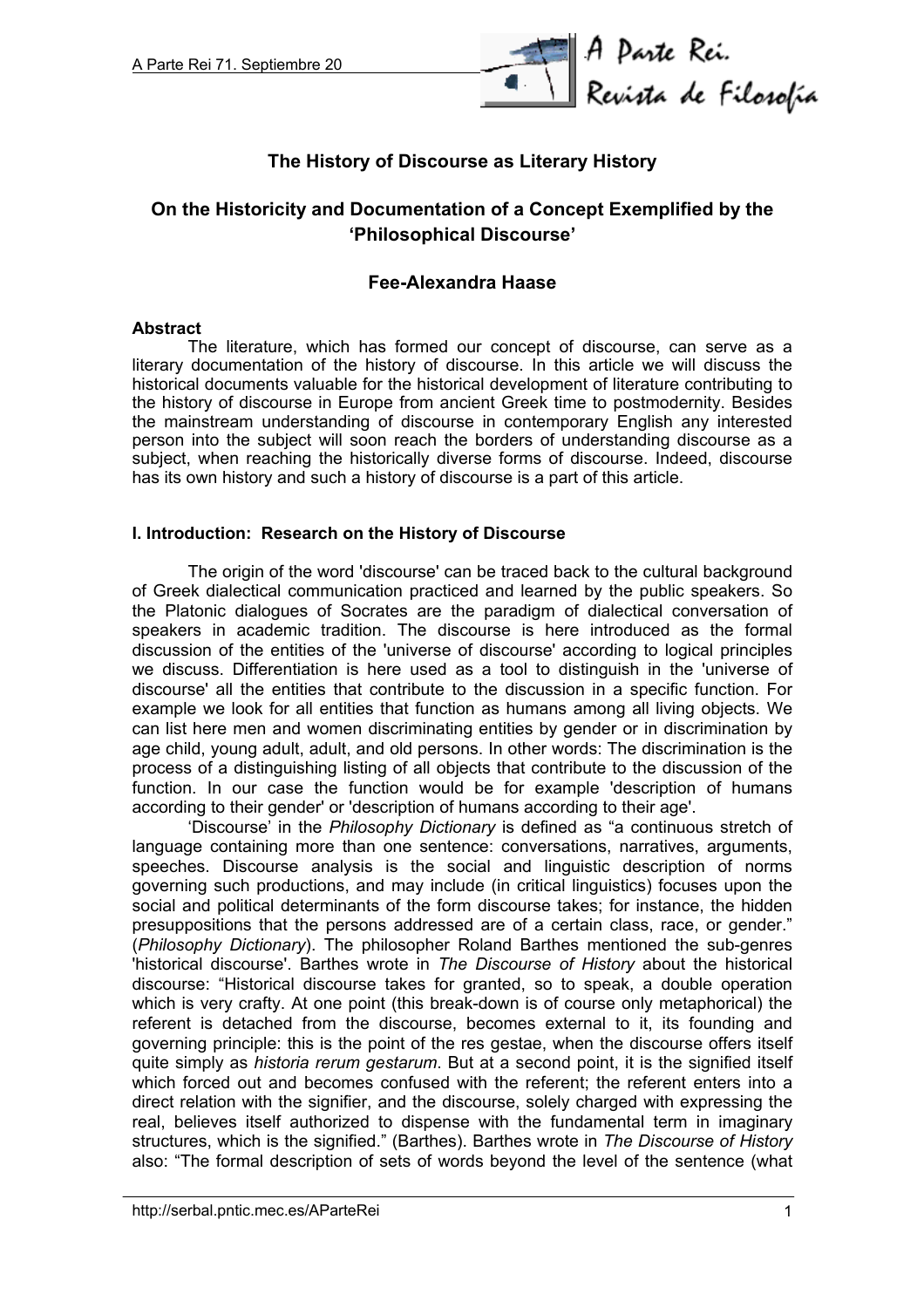# The History of Discourse as Literary History

## On the Historicity and Documentation of a Concept Exemplified by the 'Philosophical Discourse'

### Fee-Alexandra Haase

**Abstract**

The literature, which has formed our concept of discourse, can serve as a literary documentation of the history of discourse. In this article we will discuss the historical documents valuable for the historical development of literature contributing to the history of discourse in Europe from ancient Greek time to postmodernity. Besides the mainstream understanding of discourse in contemporary English any interested person into the subject will soon reach the borders of understanding discourse as a subject, when reaching the historically diverse forms of discourse. Indeed, discourse has its own history and such a history of discourse is a part of this article.

## I. Introduction: Research on the History of Discourse

The origin of the word 'discourse' can be traced back to the cultural background of Greek dialectical communication practiced and learned by the public speakers. So the Platonic dialogues of Socrates are the paradigm of dialectical conversation of speakers in academic tradition. The discourse is here introduced as the formal discussion of the entities of the 'universe of discourse' according to logical principles we discuss. Differentiation is here used as a tool to distinguish in the 'universe of discourse' all the entities that contribute to the discussion in a specific function. For example we look for all entities that function as humans among all living objects. We can list here men and women discriminating entities by gender or in discrimination by age child, young adult, adult, and old persons. In other words: The discrimination is the process of a distinguishing listing of all objects that contribute to the discussion of the function. In our case the function would be for example 'description of humans according to their gender' or 'description of humans according to their age'.

'Discourse' in the *Philosophy Dictionary* is defined as "a continuous stretch of language containing more than one sentence: conversations, narratives, arguments, speeches. Discourse analysis is the social and linguistic description of norms governing such productions, and may include (in critical linguistics) focuses upon the social and political determinants of the form discourse takes; for instance, the hidden presuppositions that the persons addressed are of a certain class, race, or gender." (*Philosophy Dictionary*). The philosopher Roland Barthes mentioned the sub-genres 'historical discourse'. Barthes wrote in *The Discourse of History* about the historical discourse: "Historical discourse takes for granted, so to speak, a double operation which is very crafty. At one point (this break-down is of course only metaphorical) the referent is detached from the discourse, becomes external to it, its founding and governing principle: this is the point of the res gestae, when the discourse offers itself quite simply as *historia rerum gestarum*. But at a second point, it is the signified itself which forced out and becomes confused with the referent; the referent enters into a direct relation with the signifier, and the discourse, solely charged with expressing the real, believes itself authorized to dispense with the fundamental term in imaginary structures, which is the signified." (Barthes). Barthes wrote in *The Discourse of History* also: "The formal description of sets of words beyond the level of the sentence (what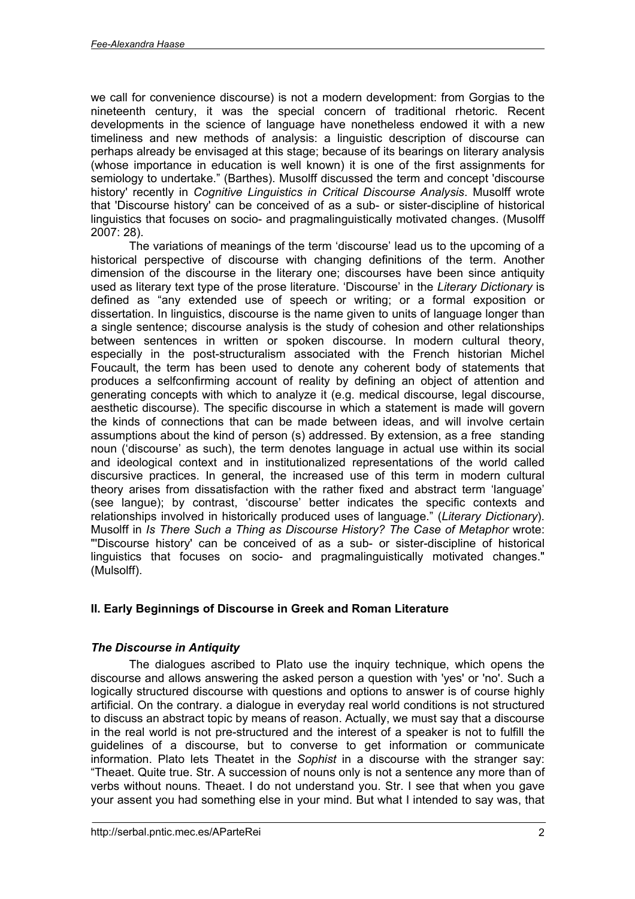we call for convenience discourse) is not a modern development: from Gorgias to the nineteenth century, it was the special concern of traditional rhetoric. Recent developments in the science of language have nonetheless endowed it with a new timeliness and new methods of analysis: a linguistic description of discourse can perhaps already be envisaged at this stage; because of its bearings on literary analysis (whose importance in education is well known) it is one of the first assignments for semiology to undertake." (Barthes). Musolff discussed the term and concept 'discourse history' recently in *Cognitive Linguistics in Critical Discourse Analysis*. Musolff wrote that 'Discourse history' can be conceived of as a sub- or sister-discipline of historical linguistics that focuses on socio- and pragmalinguistically motivated changes. (Musolff 2007: 28).

The variations of meanings of the term 'discourse' lead us to the upcoming of a historical perspective of discourse with changing definitions of the term. Another dimension of the discourse in the literary one; discourses have been since antiquity used as literary text type of the prose literature. 'Discourse' in the *Literary Dictionary* is defined as "any extended use of speech or writing; or a formal exposition or dissertation. In linguistics, discourse is the name given to units of language longer than a single sentence; discourse analysis is the study of cohesion and other relationships between sentences in written or spoken discourse. In modern cultural theory, especially in the post-structuralism associated with the French historian Michel Foucault, the term has been used to denote any coherent body of statements that produces a selfconfirming account of reality by defining an object of attention and generating concepts with which to analyze it (e.g. medical discourse, legal discourse, aesthetic discourse). The specific discourse in which a statement is made will govern the kinds of connections that can be made between ideas, and will involve certain assumptions about the kind of person (s) addressed. By extension, as a free standing noun ('discourse' as such), the term denotes language in actual use within its social and ideological context and in institutionalized representations of the world called discursive practices. In general, the increased use of this term in modern cultural theory arises from dissatisfaction with the rather fixed and abstract term 'language' (see langue); by contrast, 'discourse' better indicates the specific contexts and relationships involved in historically produced uses of language." (*Literary Dictionary*). Musolff in *Is There Such a Thing as Discourse History? The Case of Metaphor* wrote: "'Discourse history' can be conceived of as a sub- or sister-discipline of historical linguistics that focuses on socio- and pragmalinguistically motivated changes." (Mulsolff).

## II. Early Beginnings of Discourse in Greek and Roman Literature

### *The Discourse in Antiquity*

The dialogues ascribed to Plato use the inquiry technique, which opens the discourse and allows answering the asked person a question with 'yes' or 'no'. Such a logically structured discourse with questions and options to answer is of course highly artificial. On the contrary. a dialogue in everyday real world conditions is not structured to discuss an abstract topic by means of reason. Actually, we must say that a discourse in the real world is not pre-structured and the interest of a speaker is not to fulfill the guidelines of a discourse, but to converse to get information or communicate information. Plato lets Theatet in the *Sophist* in a discourse with the stranger say: "Theaet. Quite true. Str. A succession of nouns only is not a sentence any more than of verbs without nouns. Theaet. I do not understand you. Str. I see that when you gave your assent you had something else in your mind. But what I intended to say was, that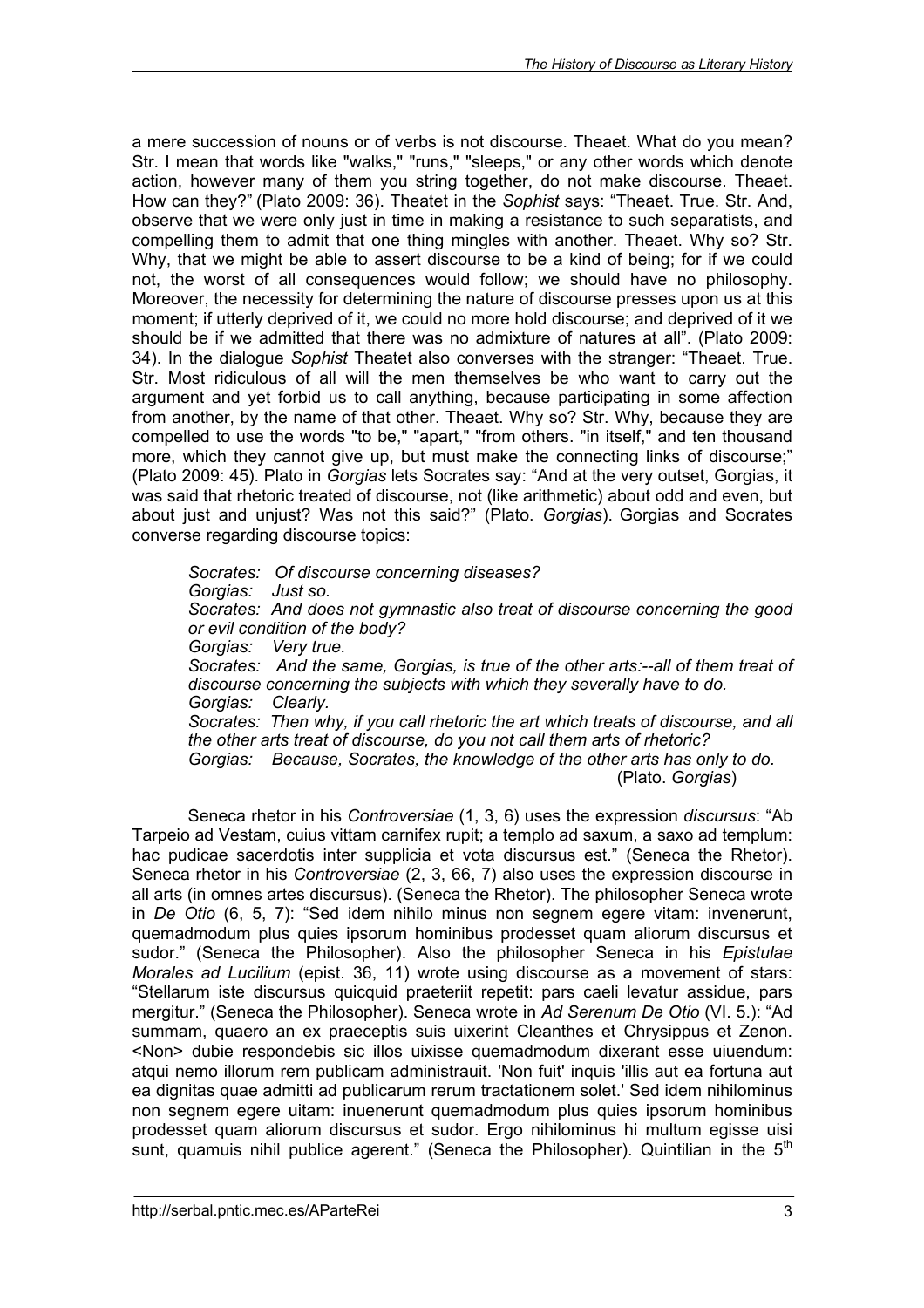a mere succession of nouns or of verbs is not discourse. Theaet. What do you mean? Str. I mean that words like "walks," "runs," "sleeps," or any other words which denote action, however many of them you string together, do not make discourse. Theaet. How can they?" (Plato 2009: 36). Theatet in the *Sophist* says: "Theaet. True. Str. And, observe that we were only just in time in making a resistance to such separatists, and compelling them to admit that one thing mingles with another. Theaet. Why so? Str. Why, that we might be able to assert discourse to be a kind of being; for if we could not, the worst of all consequences would follow; we should have no philosophy. Moreover, the necessity for determining the nature of discourse presses upon us at this moment; if utterly deprived of it, we could no more hold discourse; and deprived of it we should be if we admitted that there was no admixture of natures at all". (Plato 2009: 34). In the dialogue *Sophist* Theatet also converses with the stranger: "Theaet. True. Str. Most ridiculous of all will the men themselves be who want to carry out the argument and yet forbid us to call anything, because participating in some affection from another, by the name of that other. Theaet. Why so? Str. Why, because they are compelled to use the words "to be," "apart," "from others. "in itself," and ten thousand more, which they cannot give up, but must make the connecting links of discourse;" (Plato 2009: 45). Plato in *Gorgias* lets Socrates say: "And at the very outset, Gorgias, it was said that rhetoric treated of discourse, not (like arithmetic) about odd and even, but about just and unjust? Was not this said?" (Plato. *Gorgias*). Gorgias and Socrates converse regarding discourse topics:

> *Socrates: Of discourse concerning diseases?*
> *Gorgias: Just so.*
> *Socrates: And does not gymnastic also treat of discourse concerning the good or evil condition of the body?*
> *Gorgias: Very true.*
> *Socrates: And the same, Gorgias, is true of the other arts:--all of them treat of discourse concerning the subjects with which they severally have to do.*
> *Gorgias: Clearly.*
> *Socrates: Then why, if you call rhetoric the art which treats of discourse, and all the other arts treat of discourse, do you not call them arts of rhetoric?*
> *Gorgias: Because, Socrates, the knowledge of the other arts has only to do.*
> (Plato. *Gorgias*)

Seneca rhetor in his *Controversiae* (1, 3, 6) uses the expression *discursus*: "Ab Tarpeio ad Vestam, cuius vittam carnifex rupit; a templo ad saxum, a saxo ad templum: hac pudicae sacerdotis inter supplicia et vota discursus est." (Seneca the Rhetor). Seneca rhetor in his *Controversiae* (2, 3, 66, 7) also uses the expression discourse in all arts (in omnes artes discursus). (Seneca the Rhetor). The philosopher Seneca wrote in *De Otio* (6, 5, 7): "Sed idem nihilo minus non segnem egere vitam: invenerunt, quemadmodum plus quies ipsorum hominibus prodesset quam aliorum discursus et sudor." (Seneca the Philosopher). Also the philosopher Seneca in his *Epistulae Morales ad Lucilium* (epist. 36, 11) wrote using discourse as a movement of stars: "Stellarum iste discursus quicquid praeteriit repetit: pars caeli levatur assidue, pars mergitur." (Seneca the Philosopher). Seneca wrote in *Ad Serenum De Otio* (VI. 5.): "Ad summam, quaero an ex praeceptis suis uixerint Cleanthes et Chrysippus et Zenon. <Non> dubie respondebis sic illos uixisse quemadmodum dixerant esse uiuendum: atqui nemo illorum rem publicam administrauit. 'Non fuit' inquis 'illis aut ea fortuna aut ea dignitas quae admitti ad publicarum rerum tractationem solet.' Sed idem nihilominus non segnem egere uitam: inuenerunt quemadmodum plus quies ipsorum hominibus prodesset quam aliorum discursus et sudor. Ergo nihilominus hi multum egisse uisi sunt, quamuis nihil publice agerent." (Seneca the Philosopher). Quintilian in the 5th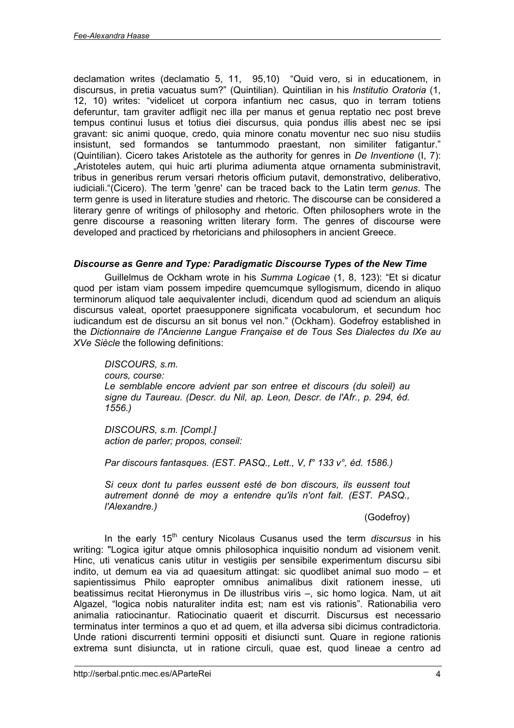declamation writes (declamatio 5, 11, 95,10) "Quid vero, si in educationem, in discursus, in pretia vacuatus sum?" (Quintilian). Quintilian in his *Institutio Oratoria* (1, 12, 10) writes: "videlicet ut corpora infantium nec casus, quo in terram totiens deferuntur, tam graviter adfligit nec illa per manus et genua reptatio nec post breve tempus continui lusus et totius diei discursus, quia pondus illis abest nec se ipsi gravant: sic animi quoque, credo, quia minore conatu moventur nec suo nisu studiis insistunt, sed formandos se tantummodo praestant, non similiter fatigantur." (Quintilian). Cicero takes Aristotele as the authority for genres in *De Inventione* (I, 7): „Aristoteles autem, qui huic arti plurima adiumenta atque ornamenta subministravit, tribus in generibus rerum versari rhetoris officium putavit, demonstrativo, deliberativo, iudiciali."(Cicero). The term 'genre' can be traced back to the Latin term *genus*. The term genre is used in literature studies and rhetoric. The discourse can be considered a literary genre of writings of philosophy and rhetoric. Often philosophers wrote in the genre discourse a reasoning written literary form. The genres of discourse were developed and practiced by rhetoricians and philosophers in ancient Greece.

### *Discourse as Genre and Type: Paradigmatic Discourse Types of the New Time*

Guillelmus de Ockham wrote in his *Summa Logicae* (1, 8, 123): "Et si dicatur quod per istam viam possem impedire quemcumque syllogismum, dicendo in aliquo terminorum aliquod tale aequivalenter includi, dicendum quod ad sciendum an aliquis discursus valeat, oportet praesupponere significata vocabulorum, et secundum hoc iudicandum est de discursu an sit bonus vel non." (Ockham). Godefroy established in the *Dictionnaire de l'Ancienne Langue Française et de Tous Ses Dialectes du IXe au XVe Siècle* the following definitions:

> *DISCOURS, s.m.*
> *cours, course:*
> *Le semblable encore advient par son entree et discours (du soleil) au signe du Taureau. (Descr. du Nil, ap. Leon, Descr. de l'Afr., p. 294, éd. 1556.)*
>
> *DISCOURS, s.m. [Compl.]*
> *action de parler; propos, conseil:*
>
> *Par discours fantasques. (EST. PASQ., Lett., V, f° 133 v°, éd. 1586.)*
>
> *Si ceux dont tu parles eussent esté de bon discours, ils eussent tout autrement donné de moy a entendre qu'ils n'ont fait. (EST. PASQ., l'Alexandre.)*
>
> (Godefroy)

In the early 15th century Nicolaus Cusanus used the term *discursus* in his writing: "Logica igitur atque omnis philosophica inquisitio nondum ad visionem venit. Hinc, uti venaticus canis utitur in vestigiis per sensibile experimentum discursu sibi indito, ut demum ea via ad quaesitum attingat: sic quodlibet animal suo modo – et sapientissimus Philo eapropter omnibus animalibus dixit rationem inesse, uti beatissimus recitat Hieronymus in De illustribus viris –, sic homo logica. Nam, ut ait Algazel, "logica nobis naturaliter indita est; nam est vis rationis". Rationabilia vero animalia ratiocinantur. Ratiocinatio quaerit et discurrit. Discursus est necessario terminatus inter terminos a quo et ad quem, et illa adversa sibi dicimus contradictoria. Unde rationi discurrenti termini oppositi et disiuncti sunt. Quare in regione rationis extrema sunt disiuncta, ut in ratione circuli, quae est, quod lineae a centro ad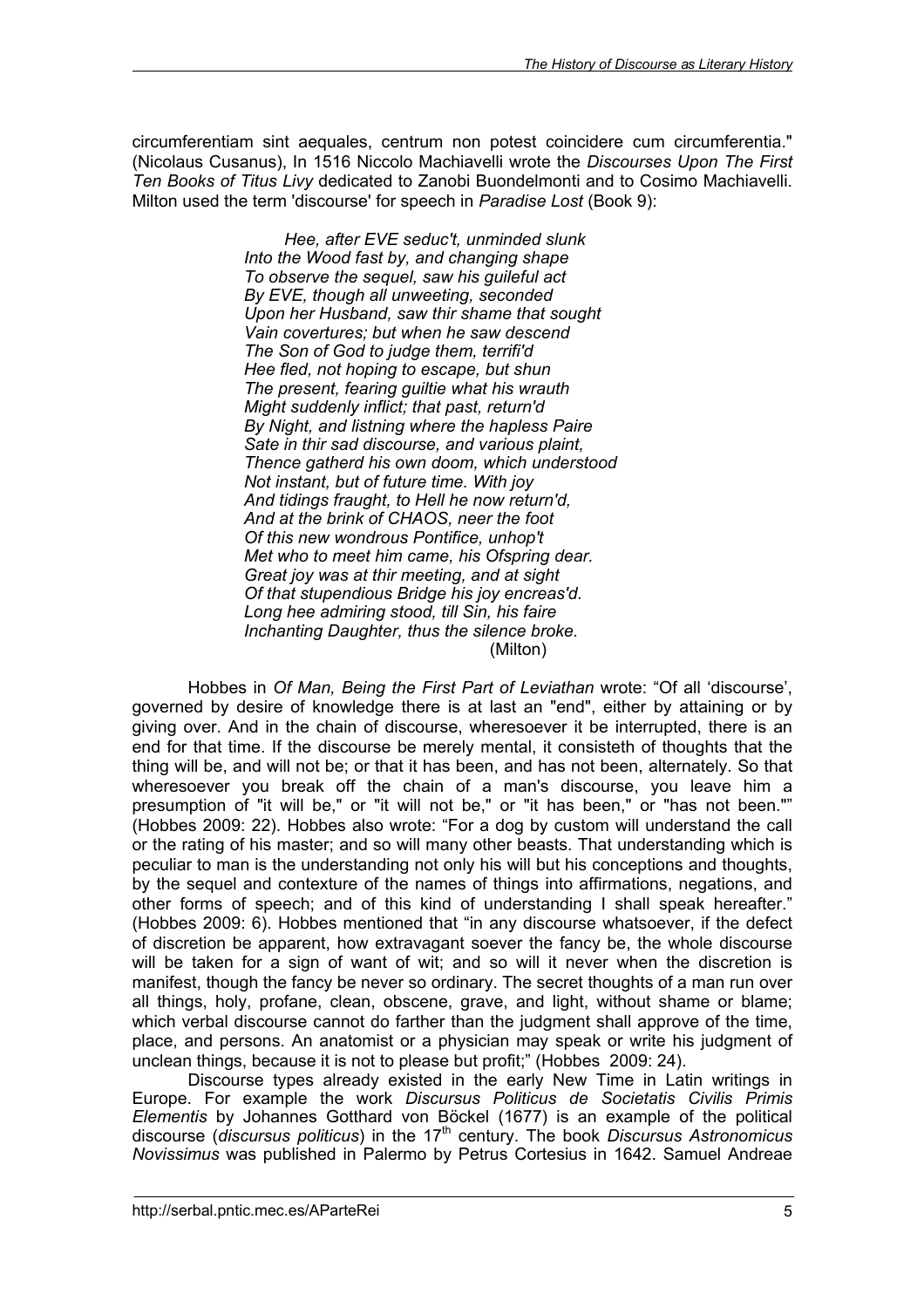circumferentiam sint aequales, centrum non potest coincidere cum circumferentia." (Nicolaus Cusanus), In 1516 Niccolo Machiavelli wrote the *Discourses Upon The First Ten Books of Titus Livy* dedicated to Zanobi Buondelmonti and to Cosimo Machiavelli. Milton used the term 'discourse' for speech in *Paradise Lost* (Book 9):

> *Hee, after EVE seduc't, unminded slunk*
> *Into the Wood fast by, and changing shape*
> *To observe the sequel, saw his guileful act*
> *By EVE, though all unweeting, seconded*
> *Upon her Husband, saw thir shame that sought*
> *Vain covertures; but when he saw descend*
> *The Son of God to judge them, terrifi'd*
> *Hee fled, not hoping to escape, but shun*
> *The present, fearing guiltie what his wrauth*
> *Might suddenly inflict; that past, return'd*
> *By Night, and listning where the hapless Paire*
> *Sate in thir sad discourse, and various plaint,*
> *Thence gatherd his own doom, which understood*
> *Not instant, but of future time. With joy*
> *And tidings fraught, to Hell he now return'd,*
> *And at the brink of CHAOS, neer the foot*
> *Of this new wondrous Pontifice, unhop't*
> *Met who to meet him came, his Ofspring dear.*
> *Great joy was at thir meeting, and at sight*
> *Of that stupendious Bridge his joy encreas'd.*
> *Long hee admiring stood, till Sin, his faire*
> *Inchanting Daughter, thus the silence broke.*
> (Milton)

Hobbes in *Of Man, Being the First Part of Leviathan* wrote: "Of all 'discourse', governed by desire of knowledge there is at last an "end", either by attaining or by giving over. And in the chain of discourse, wheresoever it be interrupted, there is an end for that time. If the discourse be merely mental, it consisteth of thoughts that the thing will be, and will not be; or that it has been, and has not been, alternately. So that wheresoever you break off the chain of a man's discourse, you leave him a presumption of "it will be," or "it will not be," or "it has been," or "has not been."" (Hobbes 2009: 22). Hobbes also wrote: "For a dog by custom will understand the call or the rating of his master; and so will many other beasts. That understanding which is peculiar to man is the understanding not only his will but his conceptions and thoughts, by the sequel and contexture of the names of things into affirmations, negations, and other forms of speech; and of this kind of understanding I shall speak hereafter." (Hobbes 2009: 6). Hobbes mentioned that "in any discourse whatsoever, if the defect of discretion be apparent, how extravagant soever the fancy be, the whole discourse will be taken for a sign of want of wit; and so will it never when the discretion is manifest, though the fancy be never so ordinary. The secret thoughts of a man run over all things, holy, profane, clean, obscene, grave, and light, without shame or blame; which verbal discourse cannot do farther than the judgment shall approve of the time, place, and persons. An anatomist or a physician may speak or write his judgment of unclean things, because it is not to please but profit;" (Hobbes 2009: 24).

Discourse types already existed in the early New Time in Latin writings in Europe. For example the work *Discursus Politicus de Societatis Civilis Primis Elementis* by Johannes Gotthard von Böckel (1677) is an example of the political discourse (*discursus politicus*) in the 17th century. The book *Discursus Astronomicus Novissimus* was published in Palermo by Petrus Cortesius in 1642. Samuel Andreae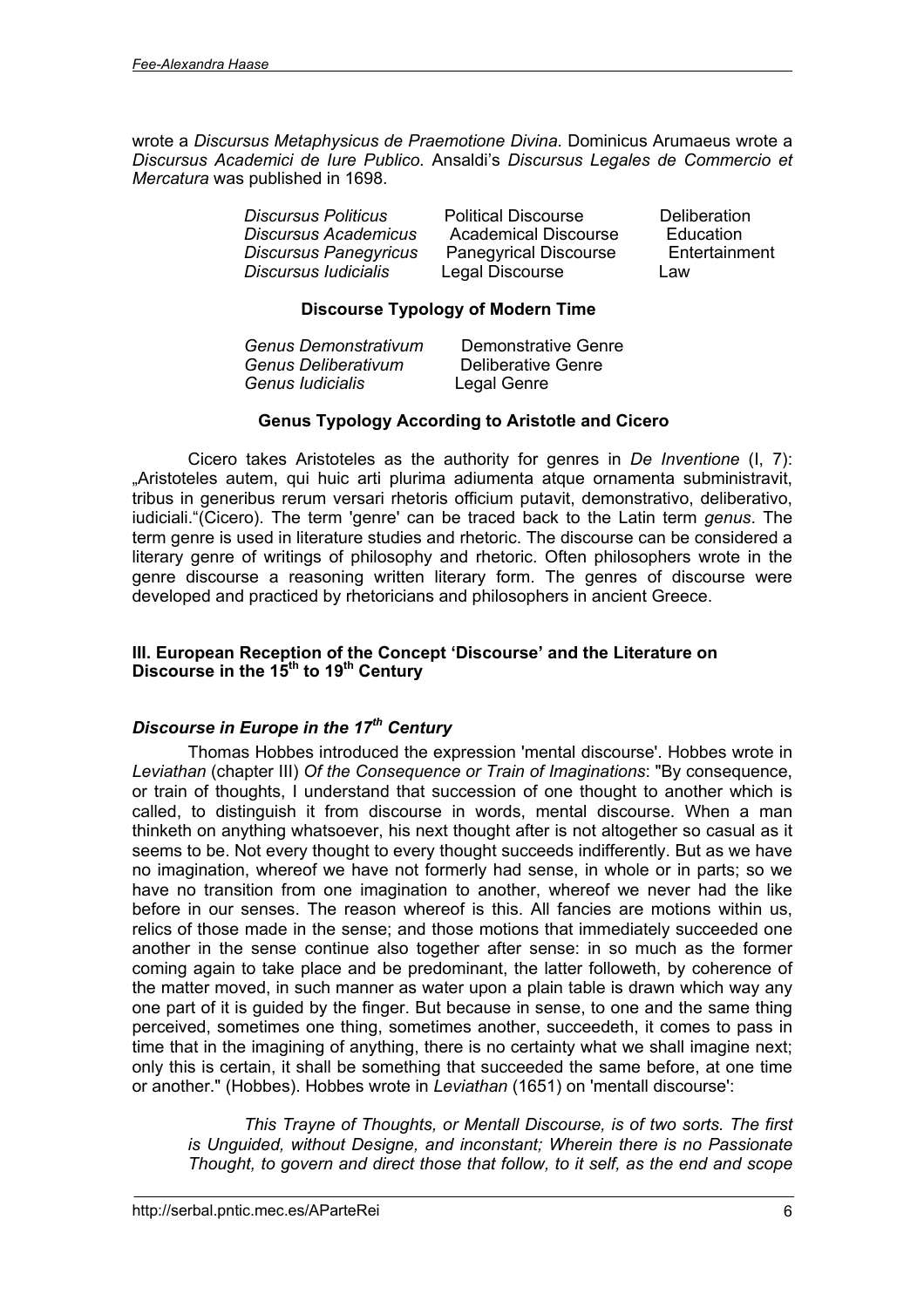wrote a *Discursus Metaphysicus de Praemotione Divina*. Dominicus Arumaeus wrote a *Discursus Academici de Iure Publico*. Ansaldi's *Discursus Legales de Commercio et Mercatura* was published in 1698.

| | | |
|---|---|---|
| *Discursus Politicus* | Political Discourse | Deliberation |
| *Discursus Academicus* | Academical Discourse | Education |
| *Discursus Panegyricus* | Panegyrical Discourse | Entertainment |
| *Discursus Iudicialis* | Legal Discourse | Law |

**Discourse Typology of Modern Time**

| | |
|---|---|
| *Genus Demonstrativum* | Demonstrative Genre |
| *Genus Deliberativum* | Deliberative Genre |
| *Genus Iudicialis* | Legal Genre |

**Genus Typology According to Aristotle and Cicero**

Cicero takes Aristoteles as the authority for genres in *De Inventione* (I, 7): „Aristoteles autem, qui huic arti plurima adiumenta atque ornamenta subministravit, tribus in generibus rerum versari rhetoris officium putavit, demonstrativo, deliberativo, iudiciali."(Cicero). The term 'genre' can be traced back to the Latin term *genus*. The term genre is used in literature studies and rhetoric. The discourse can be considered a literary genre of writings of philosophy and rhetoric. Often philosophers wrote in the genre discourse a reasoning written literary form. The genres of discourse were developed and practiced by rhetoricians and philosophers in ancient Greece.

## III. European Reception of the Concept 'Discourse' and the Literature on Discourse in the 15th to 19th Century

### *Discourse in Europe in the 17th Century*

Thomas Hobbes introduced the expression 'mental discourse'. Hobbes wrote in *Leviathan* (chapter III) *Of the Consequence or Train of Imaginations*: "By consequence, or train of thoughts, I understand that succession of one thought to another which is called, to distinguish it from discourse in words, mental discourse. When a man thinketh on anything whatsoever, his next thought after is not altogether so casual as it seems to be. Not every thought to every thought succeeds indifferently. But as we have no imagination, whereof we have not formerly had sense, in whole or in parts; so we have no transition from one imagination to another, whereof we never had the like before in our senses. The reason whereof is this. All fancies are motions within us, relics of those made in the sense; and those motions that immediately succeeded one another in the sense continue also together after sense: in so much as the former coming again to take place and be predominant, the latter followeth, by coherence of the matter moved, in such manner as water upon a plain table is drawn which way any one part of it is guided by the finger. But because in sense, to one and the same thing perceived, sometimes one thing, sometimes another, succeedeth, it comes to pass in time that in the imagining of anything, there is no certainty what we shall imagine next; only this is certain, it shall be something that succeeded the same before, at one time or another." (Hobbes). Hobbes wrote in *Leviathan* (1651) on 'mentall discourse':

> *This Trayne of Thoughts, or Mentall Discourse, is of two sorts. The first is Unguided, without Designe, and inconstant; Wherein there is no Passionate Thought, to govern and direct those that follow, to it self, as the end and scope*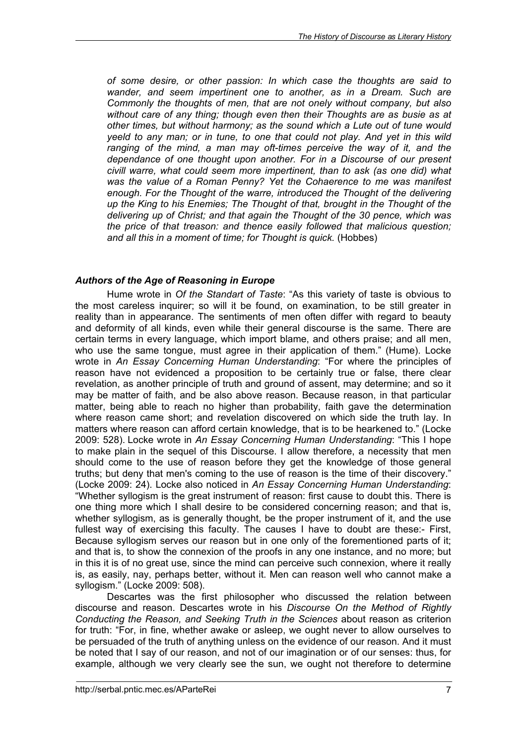*of some desire, or other passion: In which case the thoughts are said to wander, and seem impertinent one to another, as in a Dream. Such are Commonly the thoughts of men, that are not onely without company, but also without care of any thing; though even then their Thoughts are as busie as at other times, but without harmony; as the sound which a Lute out of tune would yeeld to any man; or in tune, to one that could not play. And yet in this wild ranging of the mind, a man may oft-times perceive the way of it, and the dependance of one thought upon another. For in a Discourse of our present civill warre, what could seem more impertinent, than to ask (as one did) what was the value of a Roman Penny? Yet the Cohaerence to me was manifest enough. For the Thought of the warre, introduced the Thought of the delivering up the King to his Enemies; The Thought of that, brought in the Thought of the delivering up of Christ; and that again the Thought of the 30 pence, which was the price of that treason: and thence easily followed that malicious question; and all this in a moment of time; for Thought is quick.* (Hobbes)

### *Authors of the Age of Reasoning in Europe*

Hume wrote in *Of the Standart of Taste*: "As this variety of taste is obvious to the most careless inquirer; so will it be found, on examination, to be still greater in reality than in appearance. The sentiments of men often differ with regard to beauty and deformity of all kinds, even while their general discourse is the same. There are certain terms in every language, which import blame, and others praise; and all men, who use the same tongue, must agree in their application of them." (Hume). Locke wrote in *An Essay Concerning Human Understanding*: "For where the principles of reason have not evidenced a proposition to be certainly true or false, there clear revelation, as another principle of truth and ground of assent, may determine; and so it may be matter of faith, and be also above reason. Because reason, in that particular matter, being able to reach no higher than probability, faith gave the determination where reason came short; and revelation discovered on which side the truth lay. In matters where reason can afford certain knowledge, that is to be hearkened to." (Locke 2009: 528). Locke wrote in *An Essay Concerning Human Understanding*: "This I hope to make plain in the sequel of this Discourse. I allow therefore, a necessity that men should come to the use of reason before they get the knowledge of those general truths; but deny that men's coming to the use of reason is the time of their discovery." (Locke 2009: 24). Locke also noticed in *An Essay Concerning Human Understanding*: "Whether syllogism is the great instrument of reason: first cause to doubt this. There is one thing more which I shall desire to be considered concerning reason; and that is, whether syllogism, as is generally thought, be the proper instrument of it, and the use fullest way of exercising this faculty. The causes I have to doubt are these:- First, Because syllogism serves our reason but in one only of the forementioned parts of it; and that is, to show the connexion of the proofs in any one instance, and no more; but in this it is of no great use, since the mind can perceive such connexion, where it really is, as easily, nay, perhaps better, without it. Men can reason well who cannot make a syllogism." (Locke 2009: 508).

Descartes was the first philosopher who discussed the relation between discourse and reason. Descartes wrote in his *Discourse On the Method of Rightly Conducting the Reason, and Seeking Truth in the Sciences* about reason as criterion for truth: "For, in fine, whether awake or asleep, we ought never to allow ourselves to be persuaded of the truth of anything unless on the evidence of our reason. And it must be noted that I say of our reason, and not of our imagination or of our senses: thus, for example, although we very clearly see the sun, we ought not therefore to determine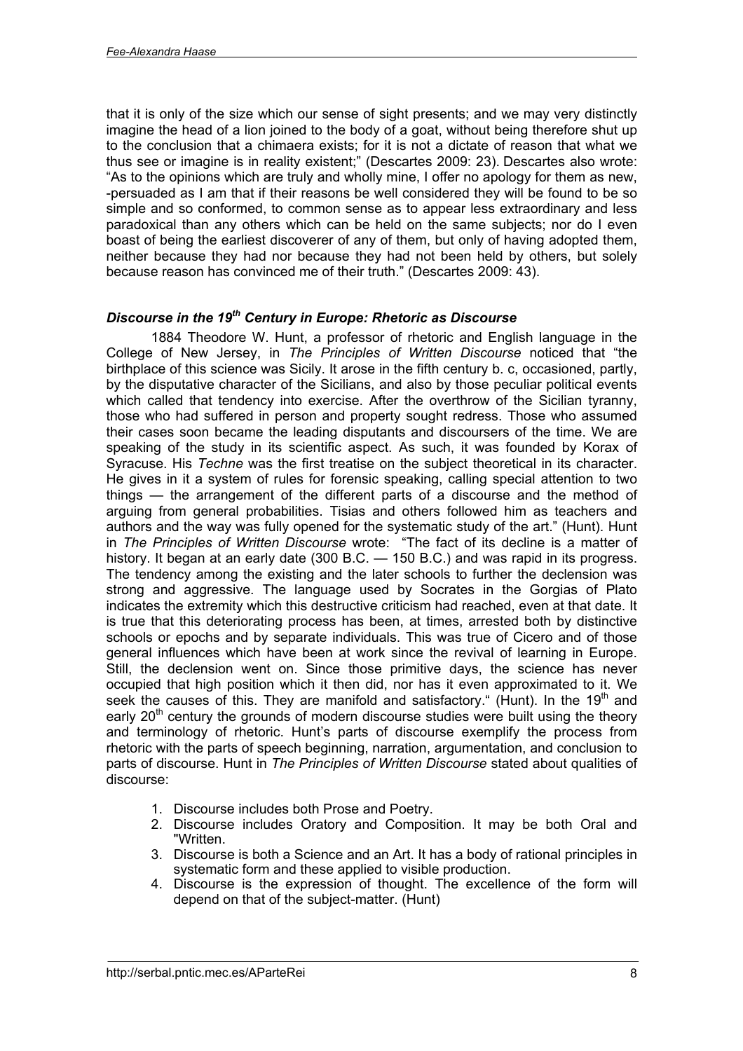that it is only of the size which our sense of sight presents; and we may very distinctly imagine the head of a lion joined to the body of a goat, without being therefore shut up to the conclusion that a chimaera exists; for it is not a dictate of reason that what we thus see or imagine is in reality existent;" (Descartes 2009: 23). Descartes also wrote: "As to the opinions which are truly and wholly mine, I offer no apology for them as new, -persuaded as I am that if their reasons be well considered they will be found to be so simple and so conformed, to common sense as to appear less extraordinary and less paradoxical than any others which can be held on the same subjects; nor do I even boast of being the earliest discoverer of any of them, but only of having adopted them, neither because they had nor because they had not been held by others, but solely because reason has convinced me of their truth." (Descartes 2009: 43).

### *Discourse in the 19th Century in Europe: Rhetoric as Discourse*

1884 Theodore W. Hunt, a professor of rhetoric and English language in the College of New Jersey, in *The Principles of Written Discourse* noticed that "the birthplace of this science was Sicily. It arose in the fifth century b. c, occasioned, partly, by the disputative character of the Sicilians, and also by those peculiar political events which called that tendency into exercise. After the overthrow of the Sicilian tyranny, those who had suffered in person and property sought redress. Those who assumed their cases soon became the leading disputants and discoursers of the time. We are speaking of the study in its scientific aspect. As such, it was founded by Korax of Syracuse. His *Techne* was the first treatise on the subject theoretical in its character. He gives in it a system of rules for forensic speaking, calling special attention to two things — the arrangement of the different parts of a discourse and the method of arguing from general probabilities. Tisias and others followed him as teachers and authors and the way was fully opened for the systematic study of the art." (Hunt). Hunt in *The Principles of Written Discourse* wrote: "The fact of its decline is a matter of history. It began at an early date (300 B.C. — 150 B.C.) and was rapid in its progress. The tendency among the existing and the later schools to further the declension was strong and aggressive. The language used by Socrates in the Gorgias of Plato indicates the extremity which this destructive criticism had reached, even at that date. It is true that this deteriorating process has been, at times, arrested both by distinctive schools or epochs and by separate individuals. This was true of Cicero and of those general influences which have been at work since the revival of learning in Europe. Still, the declension went on. Since those primitive days, the science has never occupied that high position which it then did, nor has it even approximated to it. We seek the causes of this. They are manifold and satisfactory." (Hunt). In the 19th and early 20th century the grounds of modern discourse studies were built using the theory and terminology of rhetoric. Hunt's parts of discourse exemplify the process from rhetoric with the parts of speech beginning, narration, argumentation, and conclusion to parts of discourse. Hunt in *The Principles of Written Discourse* stated about qualities of discourse:

1. Discourse includes both Prose and Poetry.
2. Discourse includes Oratory and Composition. It may be both Oral and "Written.
3. Discourse is both a Science and an Art. It has a body of rational principles in systematic form and these applied to visible production.
4. Discourse is the expression of thought. The excellence of the form will depend on that of the subject-matter. (Hunt)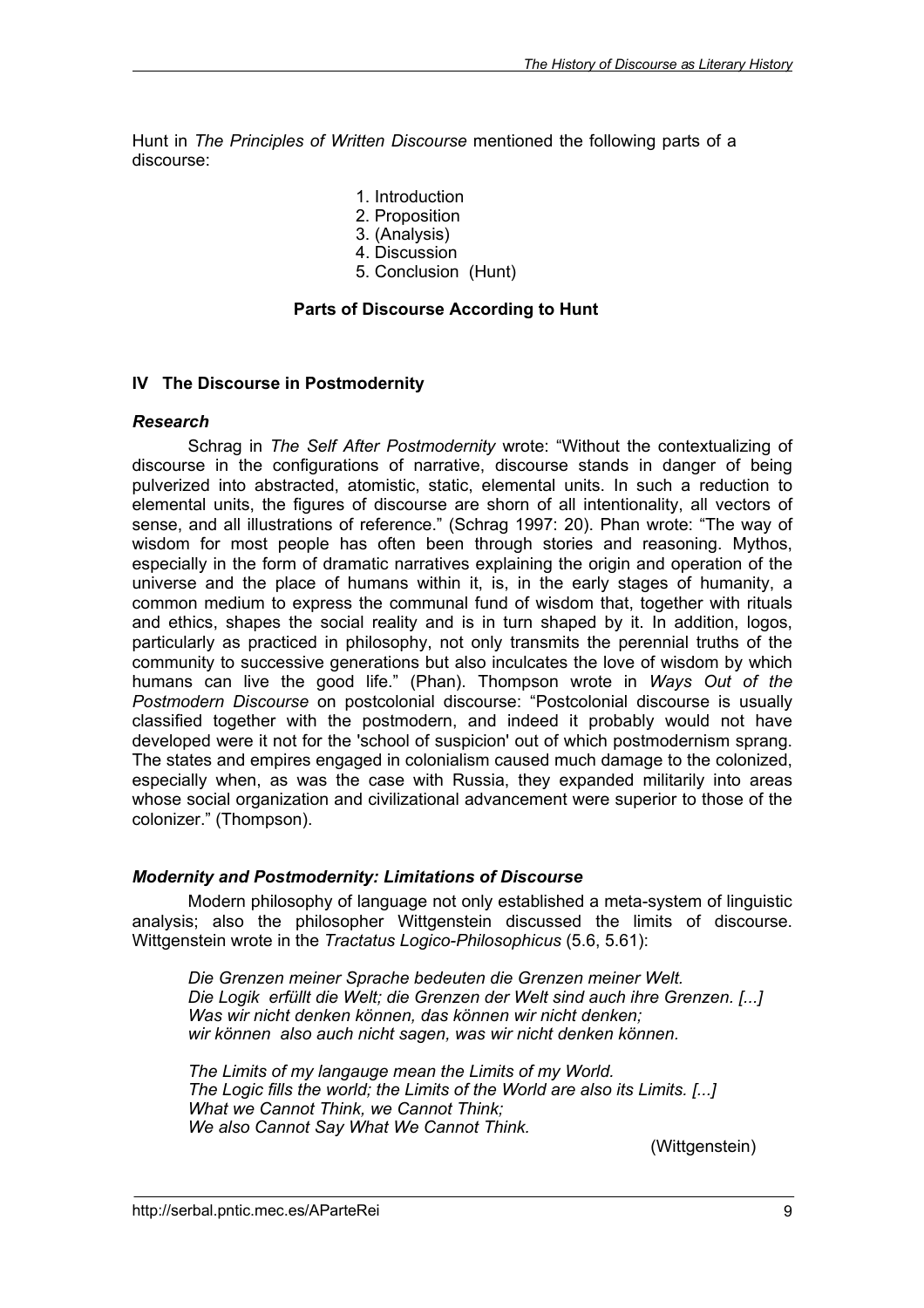Hunt in *The Principles of Written Discourse* mentioned the following parts of a discourse:

1. Introduction
2. Proposition
3. (Analysis)
4. Discussion
5. Conclusion (Hunt)

**Parts of Discourse According to Hunt**

## IV The Discourse in Postmodernity

### *Research*

Schrag in *The Self After Postmodernity* wrote: “Without the contextualizing of discourse in the configurations of narrative, discourse stands in danger of being pulverized into abstracted, atomistic, static, elemental units. In such a reduction to elemental units, the figures of discourse are shorn of all intentionality, all vectors of sense, and all illustrations of reference.” (Schrag 1997: 20). Phan wrote: “The way of wisdom for most people has often been through stories and reasoning. Mythos, especially in the form of dramatic narratives explaining the origin and operation of the universe and the place of humans within it, is, in the early stages of humanity, a common medium to express the communal fund of wisdom that, together with rituals and ethics, shapes the social reality and is in turn shaped by it. In addition, logos, particularly as practiced in philosophy, not only transmits the perennial truths of the community to successive generations but also inculcates the love of wisdom by which humans can live the good life.” (Phan). Thompson wrote in *Ways Out of the Postmodern Discourse* on postcolonial discourse: “Postcolonial discourse is usually classified together with the postmodern, and indeed it probably would not have developed were it not for the 'school of suspicion' out of which postmodernism sprang. The states and empires engaged in colonialism caused much damage to the colonized, especially when, as was the case with Russia, they expanded militarily into areas whose social organization and civilizational advancement were superior to those of the colonizer.” (Thompson).

### *Modernity and Postmodernity: Limitations of Discourse*

Modern philosophy of language not only established a meta-system of linguistic analysis; also the philosopher Wittgenstein discussed the limits of discourse. Wittgenstein wrote in the *Tractatus Logico-Philosophicus* (5.6, 5.61):

> *Die Grenzen meiner Sprache bedeuten die Grenzen meiner Welt.*
> *Die Logik erfüllt die Welt; die Grenzen der Welt sind auch ihre Grenzen. [...]*
> *Was wir nicht denken können, das können wir nicht denken;*
> *wir können also auch nicht sagen, was wir nicht denken können.*
>
> *The Limits of my langauge mean the Limits of my World.*
> *The Logic fills the world; the Limits of the World are also its Limits. [...]*
> *What we Cannot Think, we Cannot Think;*
> *We also Cannot Say What We Cannot Think.*
>
> (Wittgenstein)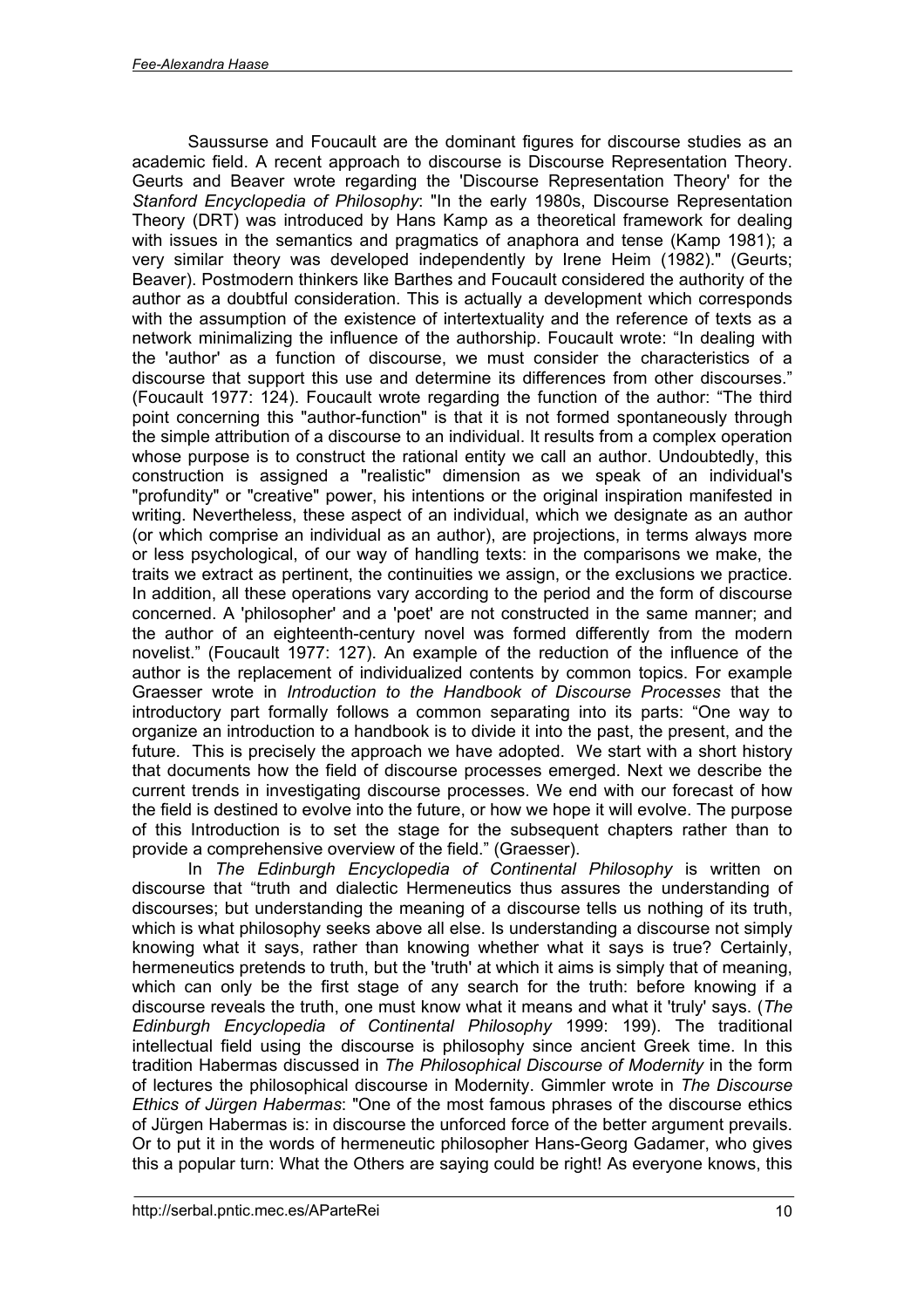Saussurse and Foucault are the dominant figures for discourse studies as an academic field. A recent approach to discourse is Discourse Representation Theory. Geurts and Beaver wrote regarding the 'Discourse Representation Theory' for the *Stanford Encyclopedia of Philosophy*: "In the early 1980s, Discourse Representation Theory (DRT) was introduced by Hans Kamp as a theoretical framework for dealing with issues in the semantics and pragmatics of anaphora and tense (Kamp 1981); a very similar theory was developed independently by Irene Heim (1982)." (Geurts; Beaver). Postmodern thinkers like Barthes and Foucault considered the authority of the author as a doubtful consideration. This is actually a development which corresponds with the assumption of the existence of intertextuality and the reference of texts as a network minimalizing the influence of the authorship. Foucault wrote: "In dealing with the 'author' as a function of discourse, we must consider the characteristics of a discourse that support this use and determine its differences from other discourses." (Foucault 1977: 124). Foucault wrote regarding the function of the author: "The third point concerning this "author-function" is that it is not formed spontaneously through the simple attribution of a discourse to an individual. It results from a complex operation whose purpose is to construct the rational entity we call an author. Undoubtedly, this construction is assigned a "realistic" dimension as we speak of an individual's "profundity" or "creative" power, his intentions or the original inspiration manifested in writing. Nevertheless, these aspect of an individual, which we designate as an author (or which comprise an individual as an author), are projections, in terms always more or less psychological, of our way of handling texts: in the comparisons we make, the traits we extract as pertinent, the continuities we assign, or the exclusions we practice. In addition, all these operations vary according to the period and the form of discourse concerned. A 'philosopher' and a 'poet' are not constructed in the same manner; and the author of an eighteenth-century novel was formed differently from the modern novelist." (Foucault 1977: 127). An example of the reduction of the influence of the author is the replacement of individualized contents by common topics. For example Graesser wrote in *Introduction to the Handbook of Discourse Processes* that the introductory part formally follows a common separating into its parts: "One way to organize an introduction to a handbook is to divide it into the past, the present, and the future. This is precisely the approach we have adopted. We start with a short history that documents how the field of discourse processes emerged. Next we describe the current trends in investigating discourse processes. We end with our forecast of how the field is destined to evolve into the future, or how we hope it will evolve. The purpose of this Introduction is to set the stage for the subsequent chapters rather than to provide a comprehensive overview of the field." (Graesser).

In *The Edinburgh Encyclopedia of Continental Philosophy* is written on discourse that "truth and dialectic Hermeneutics thus assures the understanding of discourses; but understanding the meaning of a discourse tells us nothing of its truth, which is what philosophy seeks above all else. Is understanding a discourse not simply knowing what it says, rather than knowing whether what it says is true? Certainly, hermeneutics pretends to truth, but the 'truth' at which it aims is simply that of meaning, which can only be the first stage of any search for the truth: before knowing if a discourse reveals the truth, one must know what it means and what it 'truly' says. (*The Edinburgh Encyclopedia of Continental Philosophy* 1999: 199). The traditional intellectual field using the discourse is philosophy since ancient Greek time. In this tradition Habermas discussed in *The Philosophical Discourse of Modernity* in the form of lectures the philosophical discourse in Modernity. Gimmler wrote in *The Discourse Ethics of Jürgen Habermas*: "One of the most famous phrases of the discourse ethics of Jürgen Habermas is: in discourse the unforced force of the better argument prevails. Or to put it in the words of hermeneutic philosopher Hans-Georg Gadamer, who gives this a popular turn: What the Others are saying could be right! As everyone knows, this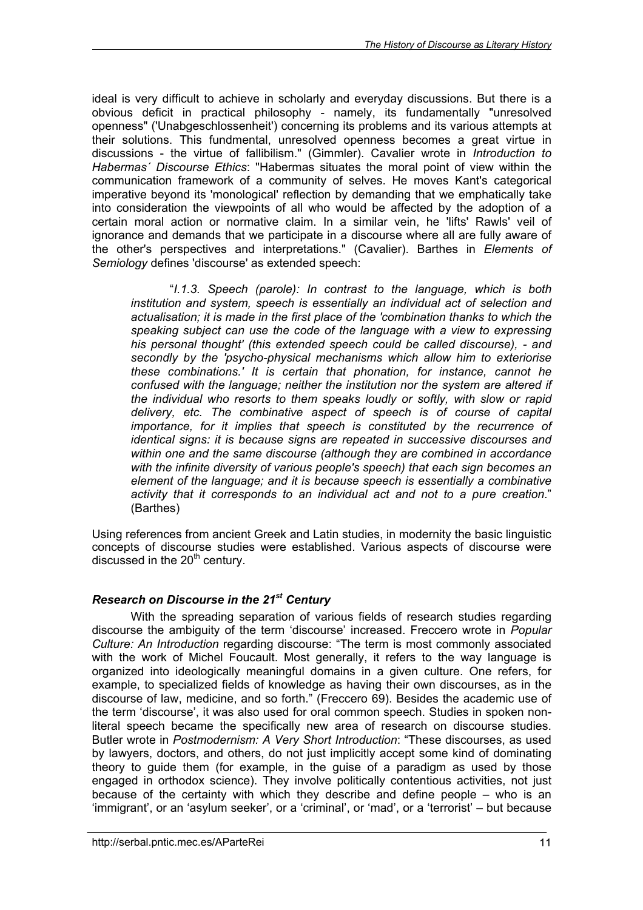ideal is very difficult to achieve in scholarly and everyday discussions. But there is a obvious deficit in practical philosophy - namely, its fundamentally "unresolved openness" ('Unabgeschlossenheit') concerning its problems and its various attempts at their solutions. This fundmental, unresolved openness becomes a great virtue in discussions - the virtue of fallibilism." (Gimmler). Cavalier wrote in *Introduction to Habermas´ Discourse Ethics*: "Habermas situates the moral point of view within the communication framework of a community of selves. He moves Kant's categorical imperative beyond its 'monological' reflection by demanding that we emphatically take into consideration the viewpoints of all who would be affected by the adoption of a certain moral action or normative claim. In a similar vein, he 'lifts' Rawls' veil of ignorance and demands that we participate in a discourse where all are fully aware of the other's perspectives and interpretations." (Cavalier). Barthes in *Elements of Semiology* defines 'discourse' as extended speech:

> "*I.1.3. Speech (parole): In contrast to the language, which is both institution and system, speech is essentially an individual act of selection and actualisation; it is made in the first place of the 'combination thanks to which the speaking subject can use the code of the language with a view to expressing his personal thought' (this extended speech could be called discourse), - and secondly by the 'psycho-physical mechanisms which allow him to exteriorise these combinations.' It is certain that phonation, for instance, cannot he confused with the language; neither the institution nor the system are altered if the individual who resorts to them speaks loudly or softly, with slow or rapid delivery, etc. The combinative aspect of speech is of course of capital importance, for it implies that speech is constituted by the recurrence of identical signs: it is because signs are repeated in successive discourses and within one and the same discourse (although they are combined in accordance with the infinite diversity of various people's speech) that each sign becomes an element of the language; and it is because speech is essentially a combinative activity that it corresponds to an individual act and not to a pure creation*." (Barthes)

Using references from ancient Greek and Latin studies, in modernity the basic linguistic concepts of discourse studies were established. Various aspects of discourse were discussed in the 20th century.

### *Research on Discourse in the 21st Century*

With the spreading separation of various fields of research studies regarding discourse the ambiguity of the term 'discourse' increased. Freccero wrote in *Popular Culture: An Introduction* regarding discourse: "The term is most commonly associated with the work of Michel Foucault. Most generally, it refers to the way language is organized into ideologically meaningful domains in a given culture. One refers, for example, to specialized fields of knowledge as having their own discourses, as in the discourse of law, medicine, and so forth." (Freccero 69). Besides the academic use of the term 'discourse', it was also used for oral common speech. Studies in spoken non-literal speech became the specifically new area of research on discourse studies. Butler wrote in *Postmodernism: A Very Short Introduction*: "These discourses, as used by lawyers, doctors, and others, do not just implicitly accept some kind of dominating theory to guide them (for example, in the guise of a paradigm as used by those engaged in orthodox science). They involve politically contentious activities, not just because of the certainty with which they describe and define people – who is an 'immigrant', or an 'asylum seeker', or a 'criminal', or 'mad', or a 'terrorist' – but because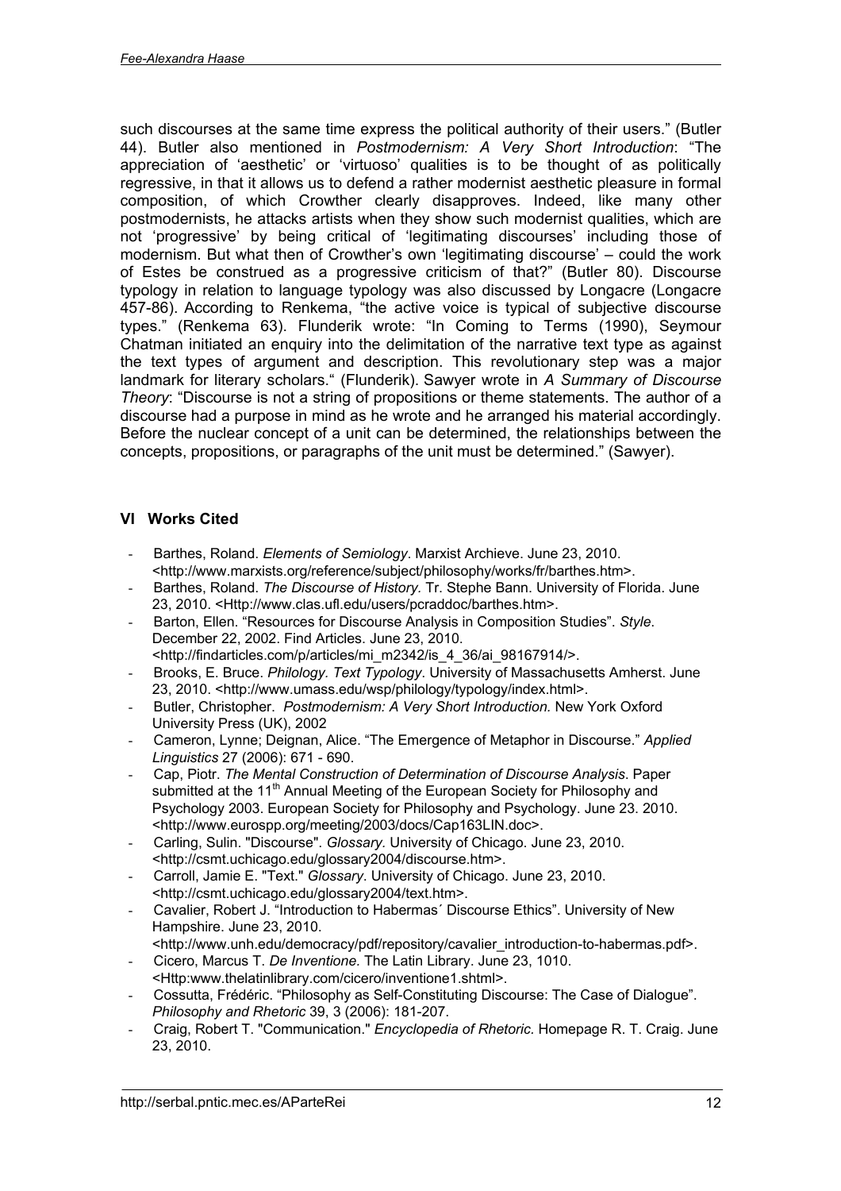such discourses at the same time express the political authority of their users." (Butler 44). Butler also mentioned in *Postmodernism: A Very Short Introduction*: "The appreciation of 'aesthetic' or 'virtuoso' qualities is to be thought of as politically regressive, in that it allows us to defend a rather modernist aesthetic pleasure in formal composition, of which Crowther clearly disapproves. Indeed, like many other postmodernists, he attacks artists when they show such modernist qualities, which are not 'progressive' by being critical of 'legitimating discourses' including those of modernism. But what then of Crowther's own 'legitimating discourse' – could the work of Estes be construed as a progressive criticism of that?" (Butler 80). Discourse typology in relation to language typology was also discussed by Longacre (Longacre 457-86). According to Renkema, "the active voice is typical of subjective discourse types." (Renkema 63). Flunderik wrote: "In Coming to Terms (1990), Seymour Chatman initiated an enquiry into the delimitation of the narrative text type as against the text types of argument and description. This revolutionary step was a major landmark for literary scholars." (Flunderik). Sawyer wrote in *A Summary of Discourse Theory*: "Discourse is not a string of propositions or theme statements. The author of a discourse had a purpose in mind as he wrote and he arranged his material accordingly. Before the nuclear concept of a unit can be determined, the relationships between the concepts, propositions, or paragraphs of the unit must be determined." (Sawyer).

## VI Works Cited

- Barthes, Roland. *Elements of Semiology*. Marxist Archieve. June 23, 2010. <http://www.marxists.org/reference/subject/philosophy/works/fr/barthes.htm>.
- Barthes, Roland. *The Discourse of History.* Tr. Stephe Bann. University of Florida. June 23, 2010. <Http://www.clas.ufl.edu/users/pcraddoc/barthes.htm>.
- Barton, Ellen. "Resources for Discourse Analysis in Composition Studies". *Style.* December 22, 2002. Find Articles. June 23, 2010. <http://findarticles.com/p/articles/mi_m2342/is_4_36/ai_98167914/>.
- Brooks, E. Bruce. *Philology. Text Typology*. University of Massachusetts Amherst. June 23, 2010. <http://www.umass.edu/wsp/philology/typology/index.html>.
- Butler, Christopher. *Postmodernism: A Very Short Introduction.* New York Oxford University Press (UK), 2002
- Cameron, Lynne; Deignan, Alice. "The Emergence of Metaphor in Discourse." *Applied Linguistics* 27 (2006): 671 - 690.
- Cap, Piotr. *The Mental Construction of Determination of Discourse Analysis*. Paper submitted at the 11th Annual Meeting of the European Society for Philosophy and Psychology 2003. European Society for Philosophy and Psychology. June 23. 2010. <http://www.eurospp.org/meeting/2003/docs/Cap163LIN.doc>.
- Carling, Sulin. "Discourse". *Glossary.* University of Chicago. June 23, 2010. <http://csmt.uchicago.edu/glossary2004/discourse.htm>.
- Carroll, Jamie E. "Text." *Glossary*. University of Chicago. June 23, 2010. <http://csmt.uchicago.edu/glossary2004/text.htm>.
- Cavalier, Robert J. "Introduction to Habermas´ Discourse Ethics". University of New Hampshire. June 23, 2010. <http://www.unh.edu/democracy/pdf/repository/cavalier_introduction-to-habermas.pdf>.
- Cicero, Marcus T. *De Inventione.* The Latin Library. June 23, 1010. <Http:www.thelatinlibrary.com/cicero/inventione1.shtml>.
- Cossutta, Frédéric. "Philosophy as Self-Constituting Discourse: The Case of Dialogue". *Philosophy and Rhetoric* 39, 3 (2006): 181-207.
- Craig, Robert T. "Communication." *Encyclopedia of Rhetoric.* Homepage R. T. Craig. June 23, 2010.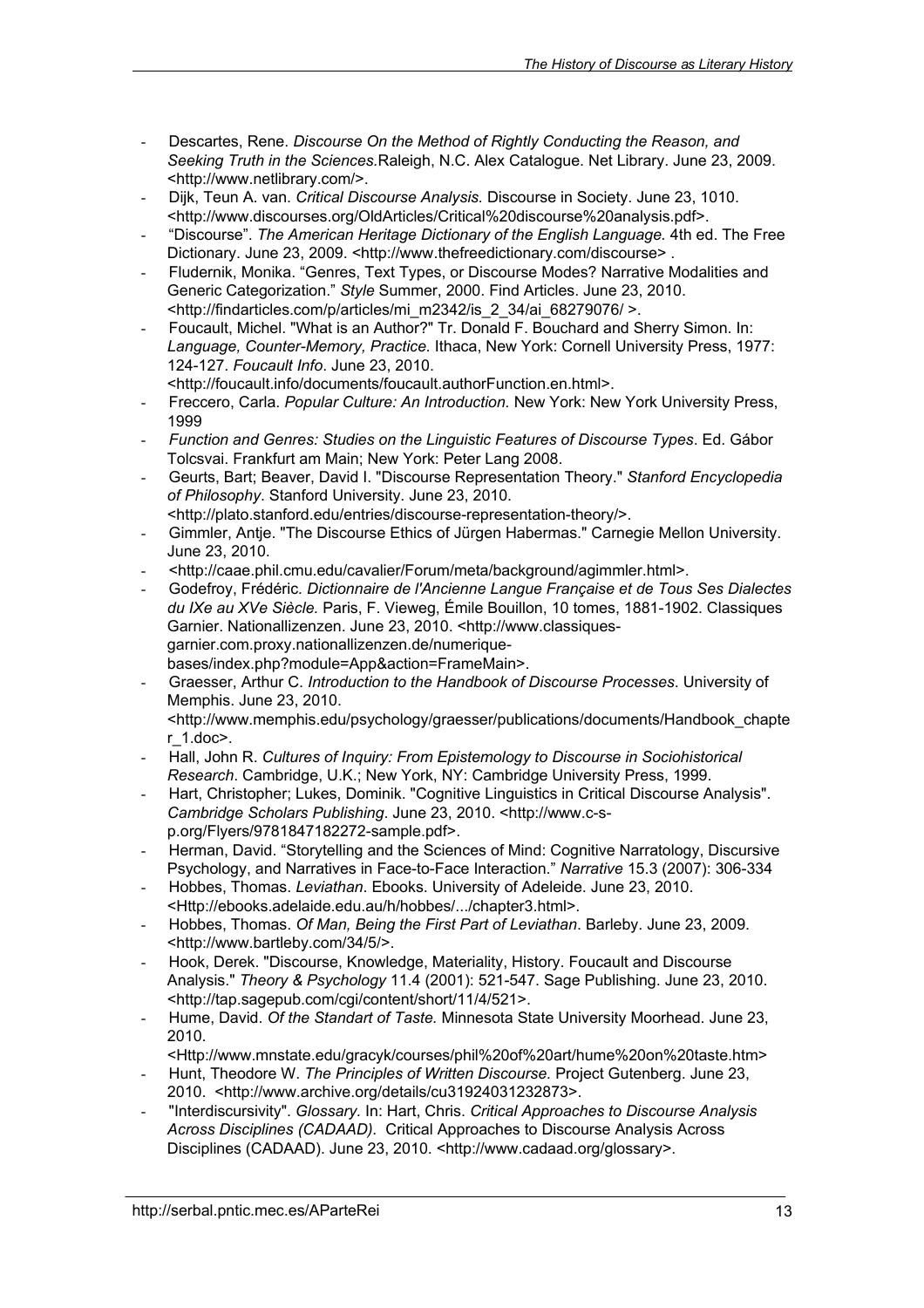- Descartes, Rene. *Discourse On the Method of Rightly Conducting the Reason, and Seeking Truth in the Sciences.*Raleigh, N.C. Alex Catalogue. Net Library. June 23, 2009. <http://www.netlibrary.com/>.
- Dijk, Teun A. van. *Critical Discourse Analysis.* Discourse in Society. June 23, 1010. <http://www.discourses.org/OldArticles/Critical%20discourse%20analysis.pdf>.
- "Discourse". *The American Heritage Dictionary of the English Language.* 4th ed. The Free Dictionary. June 23, 2009. <http://www.thefreedictionary.com/discourse> .
- Fludernik, Monika. "Genres, Text Types, or Discourse Modes? Narrative Modalities and Generic Categorization." *Style* Summer, 2000. Find Articles. June 23, 2010. <http://findarticles.com/p/articles/mi_m2342/is_2_34/ai_68279076/ >.
- Foucault, Michel. "What is an Author?" Tr. Donald F. Bouchard and Sherry Simon. In: *Language, Counter-Memory, Practice.* Ithaca, New York: Cornell University Press, 1977: 124-127. *Foucault Info*. June 23, 2010. <http://foucault.info/documents/foucault.authorFunction.en.html>.
- Freccero, Carla. *Popular Culture: An Introduction.* New York: New York University Press, 1999
- *Function and Genres: Studies on the Linguistic Features of Discourse Types*. Ed. Gábor Tolcsvai. Frankfurt am Main; New York: Peter Lang 2008.
- Geurts, Bart; Beaver, David I. "Discourse Representation Theory." *Stanford Encyclopedia of Philosophy*. Stanford University. June 23, 2010. <http://plato.stanford.edu/entries/discourse-representation-theory/>.
- Gimmler, Antje. "The Discourse Ethics of Jürgen Habermas." Carnegie Mellon University. June 23, 2010.
- <http://caae.phil.cmu.edu/cavalier/Forum/meta/background/agimmler.html>.
- Godefroy, Frédéric*. Dictionnaire de l'Ancienne Langue Française et de Tous Ses Dialectes du IXe au XVe Siècle.* Paris, F. Vieweg, Émile Bouillon, 10 tomes, 1881-1902. Classiques Garnier. Nationallizenzen. June 23, 2010. <http://www.classiques-garnier.com.proxy.nationallizenzen.de/numerique-bases/index.php?module=App&action=FrameMain>.
- Graesser, Arthur C. *Introduction to the Handbook of Discourse Processes*. University of Memphis. June 23, 2010. <http://www.memphis.edu/psychology/graesser/publications/documents/Handbook_chapter_1.doc>.
- Hall, John R. *Cultures of Inquiry: From Epistemology to Discourse in Sociohistorical Research*. Cambridge, U.K.; New York, NY: Cambridge University Press, 1999.
- Hart, Christopher; Lukes, Dominik. "Cognitive Linguistics in Critical Discourse Analysis". *Cambridge Scholars Publishing*. June 23, 2010. <http://www.c-s-p.org/Flyers/9781847182272-sample.pdf>.
- Herman, David. "Storytelling and the Sciences of Mind: Cognitive Narratology, Discursive Psychology, and Narratives in Face-to-Face Interaction." *Narrative* 15.3 (2007): 306-334
- Hobbes, Thomas. *Leviathan*. Ebooks. University of Adeleide. June 23, 2010. <Http://ebooks.adelaide.edu.au/h/hobbes/.../chapter3.html>.
- Hobbes, Thomas. *Of Man, Being the First Part of Leviathan*. Barleby. June 23, 2009. <http://www.bartleby.com/34/5/>.
- Hook, Derek. "Discourse, Knowledge, Materiality, History. Foucault and Discourse Analysis." *Theory & Psychology* 11.4 (2001): 521-547. Sage Publishing. June 23, 2010. <http://tap.sagepub.com/cgi/content/short/11/4/521>.
- Hume, David. *Of the Standart of Taste.* Minnesota State University Moorhead. June 23, 2010. <Http://www.mnstate.edu/gracyk/courses/phil%20of%20art/hume%20on%20taste.htm>
- Hunt, Theodore W. *The Principles of Written Discourse.* Project Gutenberg. June 23, 2010. <http://www.archive.org/details/cu31924031232873>.
- "Interdiscursivity". *Glossary.* In: Hart, Chris. *Critical Approaches to Discourse Analysis Across Disciplines (CADAAD).* Critical Approaches to Discourse Analysis Across Disciplines (CADAAD). June 23, 2010. <http://www.cadaad.org/glossary>.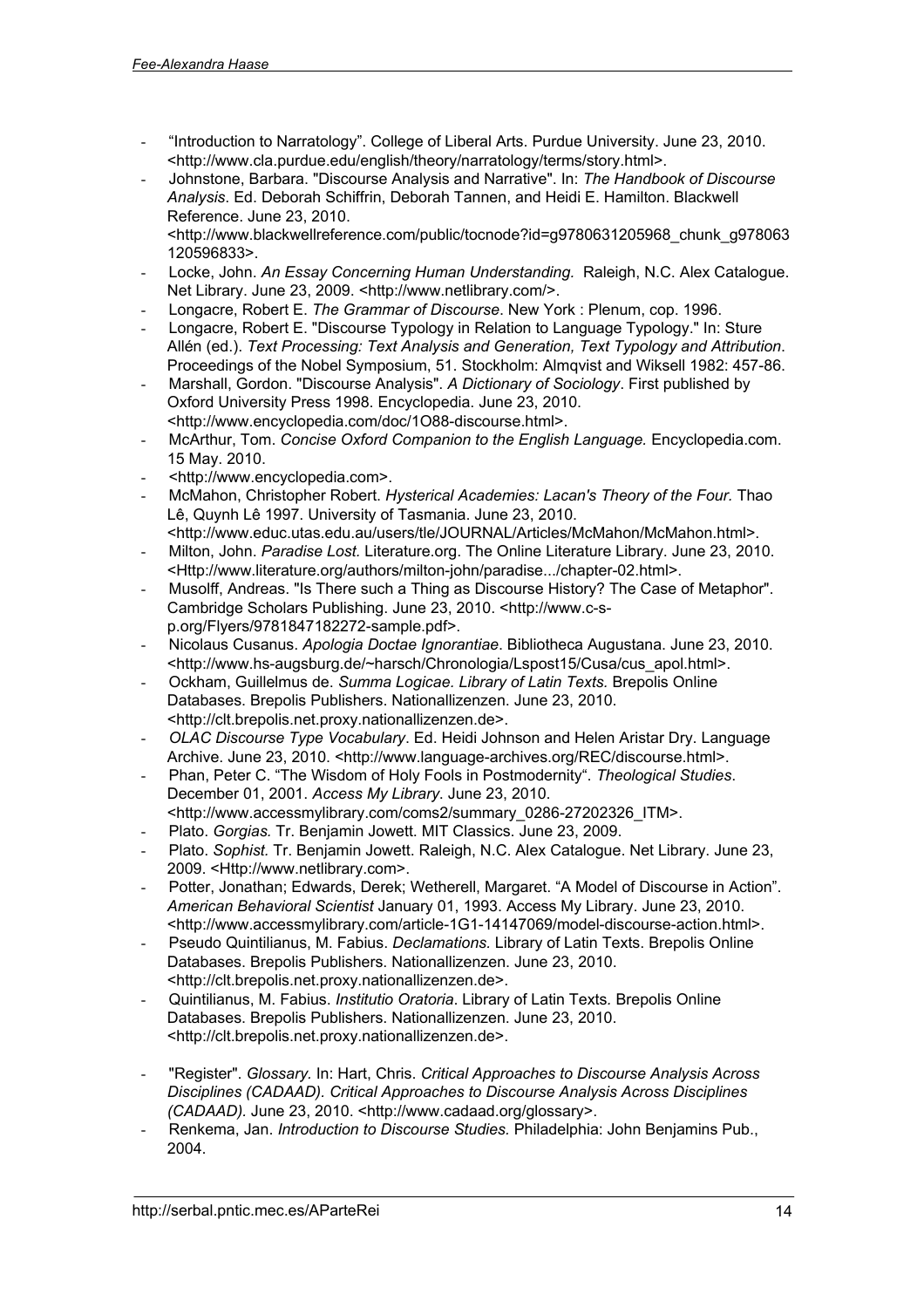- "Introduction to Narratology". College of Liberal Arts. Purdue University. June 23, 2010. <http://www.cla.purdue.edu/english/theory/narratology/terms/story.html>.
- Johnstone, Barbara. "Discourse Analysis and Narrative". In: *The Handbook of Discourse Analysis*. Ed. Deborah Schiffrin, Deborah Tannen, and Heidi E. Hamilton. Blackwell Reference. June 23, 2010. <http://www.blackwellreference.com/public/tocnode?id=g9780631205968_chunk_g978063120596833>.
- Locke, John. *An Essay Concerning Human Understanding.* Raleigh, N.C. Alex Catalogue. Net Library. June 23, 2009. <http://www.netlibrary.com/>.
- Longacre, Robert E. *The Grammar of Discourse*. New York : Plenum, cop. 1996.
- Longacre, Robert E. "Discourse Typology in Relation to Language Typology." In: Sture Allén (ed.). *Text Processing: Text Analysis and Generation, Text Typology and Attribution*. Proceedings of the Nobel Symposium, 51. Stockholm: Almqvist and Wiksell 1982: 457-86.
- Marshall, Gordon. "Discourse Analysis". *A Dictionary of Sociology*. First published by Oxford University Press 1998. Encyclopedia. June 23, 2010. <http://www.encyclopedia.com/doc/1O88-discourse.html>.
- McArthur, Tom. *Concise Oxford Companion to the English Language.* Encyclopedia.com. 15 May. 2010.
- <http://www.encyclopedia.com>.
- McMahon, Christopher Robert. *Hysterical Academies: Lacan's Theory of the Four.* Thao Lê, Quynh Lê 1997. University of Tasmania. June 23, 2010. <http://www.educ.utas.edu.au/users/tle/JOURNAL/Articles/McMahon/McMahon.html>.
- Milton, John. *Paradise Lost.* Literature.org. The Online Literature Library. June 23, 2010. <Http://www.literature.org/authors/milton-john/paradise.../chapter-02.html>.
- Musolff, Andreas. "Is There such a Thing as Discourse History? The Case of Metaphor". Cambridge Scholars Publishing. June 23, 2010. <http://www.c-s-p.org/Flyers/9781847182272-sample.pdf>.
- Nicolaus Cusanus. *Apologia Doctae Ignorantiae*. Bibliotheca Augustana. June 23, 2010. <http://www.hs-augsburg.de/~harsch/Chronologia/Lspost15/Cusa/cus_apol.html>.
- Ockham, Guillelmus de. *Summa Logicae. Library of Latin Texts.* Brepolis Online Databases. Brepolis Publishers. Nationallizenzen. June 23, 2010. <http://clt.brepolis.net.proxy.nationallizenzen.de>.
- *OLAC Discourse Type Vocabulary*. Ed. Heidi Johnson and Helen Aristar Dry. Language Archive. June 23, 2010. <http://www.language-archives.org/REC/discourse.html>.
- Phan, Peter C. "The Wisdom of Holy Fools in Postmodernity". *Theological Studies*. December 01, 2001. *Access My Library*. June 23, 2010. <http://www.accessmylibrary.com/coms2/summary_0286-27202326_ITM>.
- Plato. *Gorgias.* Tr. Benjamin Jowett. MIT Classics. June 23, 2009.
- Plato. *Sophist.* Tr. Benjamin Jowett. Raleigh, N.C. Alex Catalogue. Net Library. June 23, 2009. <Http://www.netlibrary.com>.
- Potter, Jonathan; Edwards, Derek; Wetherell, Margaret. "A Model of Discourse in Action". *American Behavioral Scientist* January 01, 1993. Access My Library. June 23, 2010. <http://www.accessmylibrary.com/article-1G1-14147069/model-discourse-action.html>.
- Pseudo Quintilianus, M. Fabius. *Declamations.* Library of Latin Texts. Brepolis Online Databases. Brepolis Publishers. Nationallizenzen. June 23, 2010. <http://clt.brepolis.net.proxy.nationallizenzen.de>.
- Quintilianus, M. Fabius. *Institutio Oratoria*. Library of Latin Texts. Brepolis Online Databases. Brepolis Publishers. Nationallizenzen. June 23, 2010. <http://clt.brepolis.net.proxy.nationallizenzen.de>.
- "Register". *Glossary.* In: Hart, Chris. *Critical Approaches to Discourse Analysis Across Disciplines (CADAAD). Critical Approaches to Discourse Analysis Across Disciplines (CADAAD).* June 23, 2010. <http://www.cadaad.org/glossary>.
- Renkema, Jan. *Introduction to Discourse Studies.* Philadelphia: John Benjamins Pub., 2004.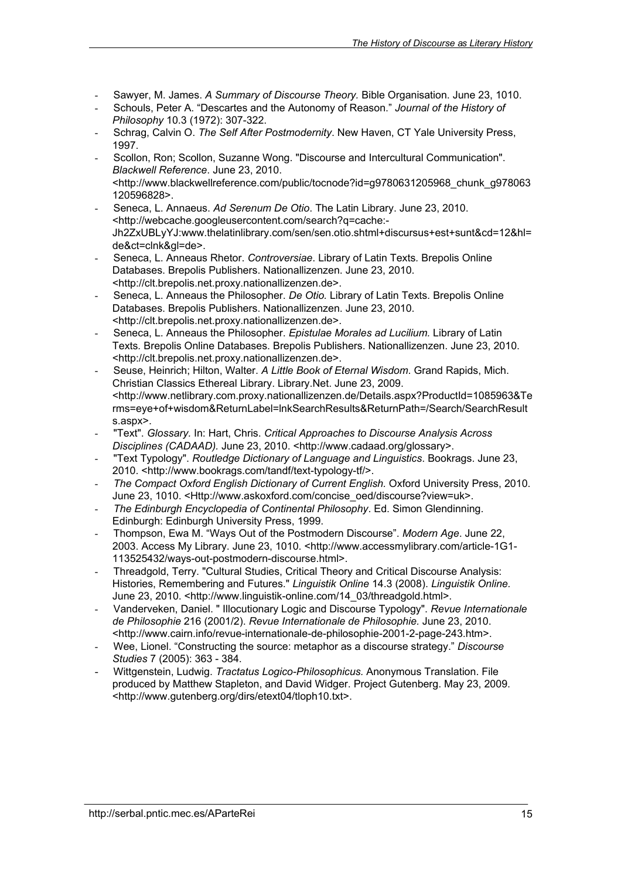- Sawyer, M. James. *A Summary of Discourse Theory.* Bible Organisation. June 23, 1010.
- Schouls, Peter A. "Descartes and the Autonomy of Reason." *Journal of the History of Philosophy* 10.3 (1972): 307-322.
- Schrag, Calvin O. *The Self After Postmodernity*. New Haven, CT Yale University Press, 1997.
- Scollon, Ron; Scollon, Suzanne Wong. "Discourse and Intercultural Communication". *Blackwell Reference*. June 23, 2010. <http://www.blackwellreference.com/public/tocnode?id=g9780631205968_chunk_g978063120596828>.
- Seneca, L. Annaeus. *Ad Serenum De Otio*. The Latin Library. June 23, 2010. <http://webcache.googleusercontent.com/search?q=cache:-Jh2ZxUBLyYJ:www.thelatinlibrary.com/sen/sen.otio.shtml+discursus+est+sunt&cd=12&hl=de&ct=clnk&gl=de>.
- Seneca, L. Anneaus Rhetor. *Controversiae*. Library of Latin Texts. Brepolis Online Databases. Brepolis Publishers. Nationallizenzen. June 23, 2010. <http://clt.brepolis.net.proxy.nationallizenzen.de>.
- Seneca, L. Anneaus the Philosopher. *De Otio.* Library of Latin Texts. Brepolis Online Databases. Brepolis Publishers. Nationallizenzen. June 23, 2010. <http://clt.brepolis.net.proxy.nationallizenzen.de>.
- Seneca, L. Anneaus the Philosopher. *Epistulae Morales ad Lucilium.* Library of Latin Texts. Brepolis Online Databases. Brepolis Publishers. Nationallizenzen. June 23, 2010. <http://clt.brepolis.net.proxy.nationallizenzen.de>.
- Seuse, Heinrich; Hilton, Walter. *A Little Book of Eternal Wisdom*. Grand Rapids, Mich. Christian Classics Ethereal Library. Library.Net. June 23, 2009. <http://www.netlibrary.com.proxy.nationallizenzen.de/Details.aspx?ProductId=1085963&Terms=eye+of+wisdom&ReturnLabel=lnkSearchResults&ReturnPath=/Search/SearchResults.aspx>.
- "Text". *Glossary.* In: Hart, Chris. *Critical Approaches to Discourse Analysis Across Disciplines (CADAAD).* June 23, 2010. <http://www.cadaad.org/glossary>.
- "Text Typology". *Routledge Dictionary of Language and Linguistics*. Bookrags. June 23, 2010. <http://www.bookrags.com/tandf/text-typology-tf/>.
- *The Compact Oxford English Dictionary of Current English.* Oxford University Press, 2010. June 23, 1010. <Http://www.askoxford.com/concise_oed/discourse?view=uk>.
- *The Edinburgh Encyclopedia of Continental Philosophy*. Ed. Simon Glendinning. Edinburgh: Edinburgh University Press, 1999.
- Thompson, Ewa M. "Ways Out of the Postmodern Discourse". *Modern Age*. June 22, 2003. Access My Library. June 23, 1010. <http://www.accessmylibrary.com/article-1G1-113525432/ways-out-postmodern-discourse.html>.
- Threadgold, Terry. "Cultural Studies, Critical Theory and Critical Discourse Analysis: Histories, Remembering and Futures." *Linguistik Online* 14.3 (2008). *Linguistik Online.* June 23, 2010. <http://www.linguistik-online.com/14_03/threadgold.html>.
- Vanderveken, Daniel. " Illocutionary Logic and Discourse Typology". *Revue Internationale de Philosophie* 216 (2001/2). *Revue Internationale de Philosophie.* June 23, 2010. <http://www.cairn.info/revue-internationale-de-philosophie-2001-2-page-243.htm>.
- Wee, Lionel. "Constructing the source: metaphor as a discourse strategy." *Discourse Studies* 7 (2005): 363 - 384.
- Wittgenstein, Ludwig. *Tractatus Logico-Philosophicus.* Anonymous Translation. File produced by Matthew Stapleton, and David Widger. Project Gutenberg. May 23, 2009. <http://www.gutenberg.org/dirs/etext04/tloph10.txt>.